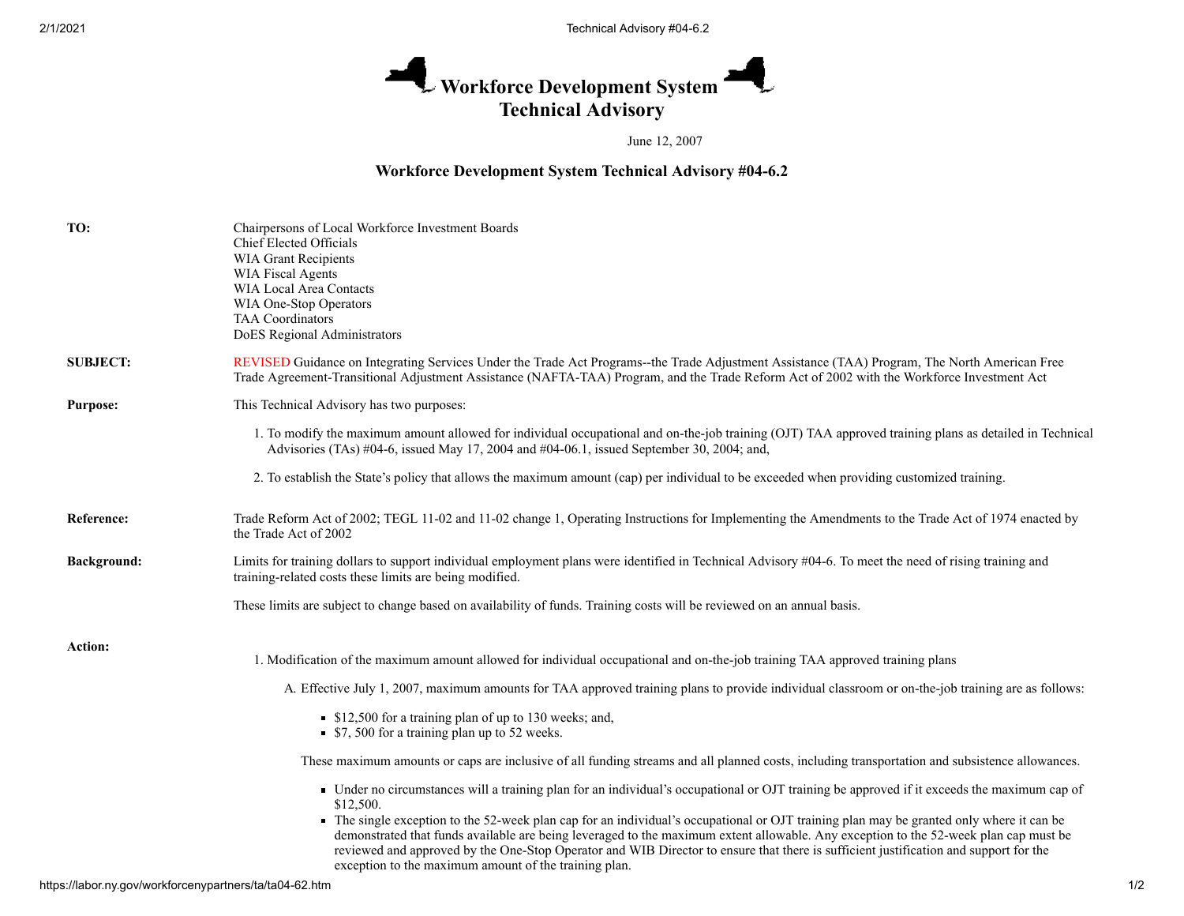# Workforce Development System Technical Advisory

June 12, 2007

## Workforce Development System Technical Advisory #04-6.2

**TO:**

Chairpersons of Local Workforce Investment Boards
Chief Elected Officials
WIA Grant Recipients
WIA Fiscal Agents
WIA Local Area Contacts
WIA One-Stop Operators
TAA Coordinators
DoES Regional Administrators

**SUBJECT:** REVISED Guidance on Integrating Services Under the Trade Act Programs--the Trade Adjustment Assistance (TAA) Program, The North American Free Trade Agreement-Transitional Adjustment Assistance (NAFTA-TAA) Program, and the Trade Reform Act of 2002 with the Workforce Investment Act

**Purpose:** This Technical Advisory has two purposes:

1. To modify the maximum amount allowed for individual occupational and on-the-job training (OJT) TAA approved training plans as detailed in Technical Advisories (TAs) #04-6, issued May 17, 2004 and #04-06.1, issued September 30, 2004; and,
2. To establish the State's policy that allows the maximum amount (cap) per individual to be exceeded when providing customized training.

**Reference:** Trade Reform Act of 2002; TEGL 11-02 and 11-02 change 1, Operating Instructions for Implementing the Amendments to the Trade Act of 1974 enacted by the Trade Act of 2002

**Background:** Limits for training dollars to support individual employment plans were identified in Technical Advisory #04-6. To meet the need of rising training and training-related costs these limits are being modified.

These limits are subject to change based on availability of funds. Training costs will be reviewed on an annual basis.

**Action:**

1. Modification of the maximum amount allowed for individual occupational and on-the-job training TAA approved training plans

   A. Effective July 1, 2007, maximum amounts for TAA approved training plans to provide individual classroom or on-the-job training are as follows:

   - $12,500 for a training plan of up to 130 weeks; and,
   - $7, 500 for a training plan up to 52 weeks.

   These maximum amounts or caps are inclusive of all funding streams and all planned costs, including transportation and subsistence allowances.

   - Under no circumstances will a training plan for an individual's occupational or OJT training be approved if it exceeds the maximum cap of $12,500.
   - The single exception to the 52-week plan cap for an individual's occupational or OJT training plan may be granted only where it can be demonstrated that funds available are being leveraged to the maximum extent allowable. Any exception to the 52-week plan cap must be reviewed and approved by the One-Stop Operator and WIB Director to ensure that there is sufficient justification and support for the exception to the maximum amount of the training plan.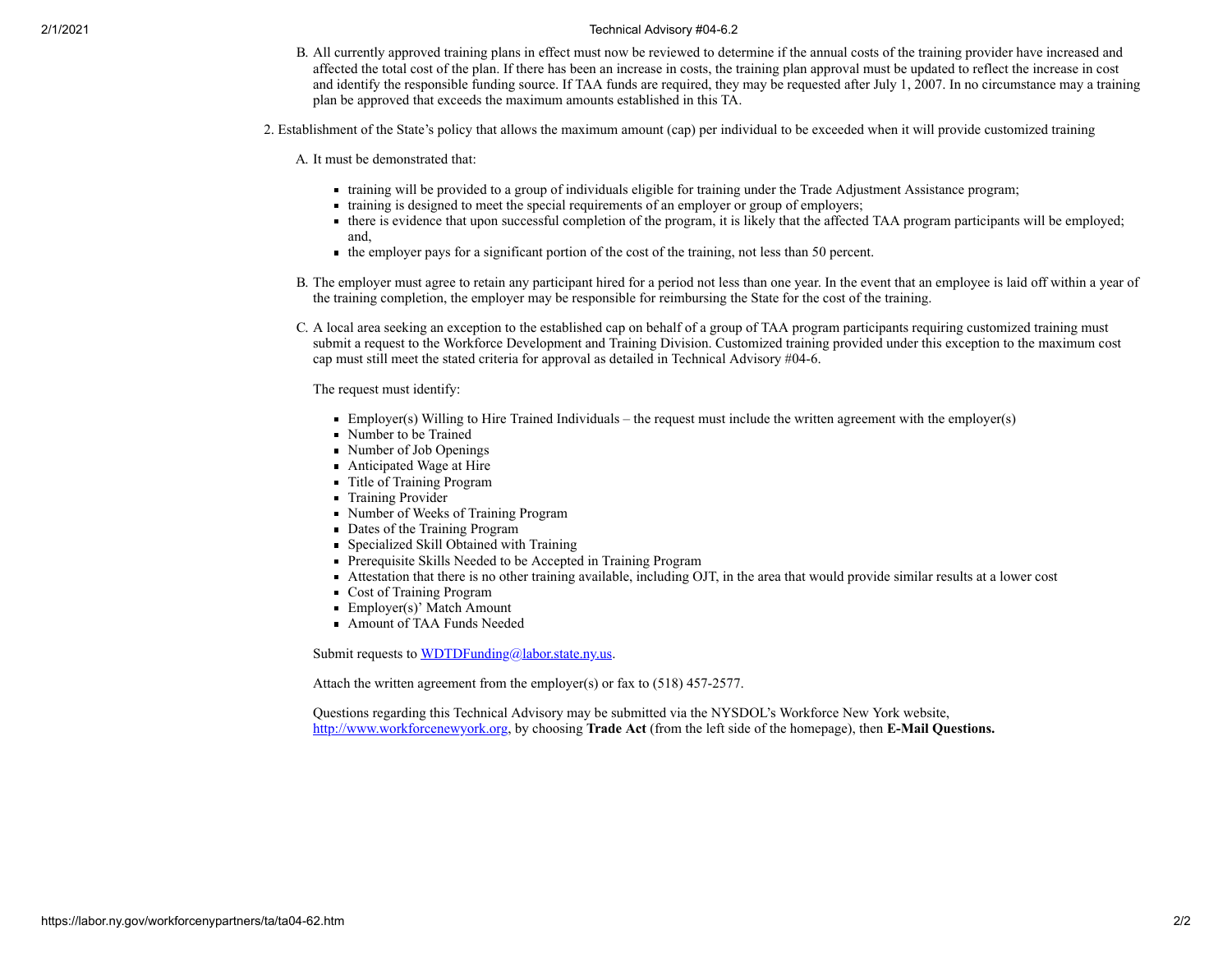B. All currently approved training plans in effect must now be reviewed to determine if the annual costs of the training provider have increased and affected the total cost of the plan. If there has been an increase in costs, the training plan approval must be updated to reflect the increase in cost and identify the responsible funding source. If TAA funds are required, they may be requested after July 1, 2007. In no circumstance may a training plan be approved that exceeds the maximum amounts established in this TA.

2. Establishment of the State's policy that allows the maximum amount (cap) per individual to be exceeded when it will provide customized training

A. It must be demonstrated that:

- training will be provided to a group of individuals eligible for training under the Trade Adjustment Assistance program;
- training is designed to meet the special requirements of an employer or group of employers;
- there is evidence that upon successful completion of the program, it is likely that the affected TAA program participants will be employed; and,
- the employer pays for a significant portion of the cost of the training, not less than 50 percent.

B. The employer must agree to retain any participant hired for a period not less than one year. In the event that an employee is laid off within a year of the training completion, the employer may be responsible for reimbursing the State for the cost of the training.

C. A local area seeking an exception to the established cap on behalf of a group of TAA program participants requiring customized training must submit a request to the Workforce Development and Training Division. Customized training provided under this exception to the maximum cost cap must still meet the stated criteria for approval as detailed in Technical Advisory #04-6.

The request must identify:

- Employer(s) Willing to Hire Trained Individuals – the request must include the written agreement with the employer(s)
- Number to be Trained
- Number of Job Openings
- Anticipated Wage at Hire
- Title of Training Program
- Training Provider
- Number of Weeks of Training Program
- Dates of the Training Program
- Specialized Skill Obtained with Training
- Prerequisite Skills Needed to be Accepted in Training Program
- Attestation that there is no other training available, including OJT, in the area that would provide similar results at a lower cost
- Cost of Training Program
- Employer(s)' Match Amount
- Amount of TAA Funds Needed

Submit requests to WDTDFunding@labor.state.ny.us.

Attach the written agreement from the employer(s) or fax to (518) 457-2577.

Questions regarding this Technical Advisory may be submitted via the NYSDOL's Workforce New York website, http://www.workforcenewyork.org, by choosing **Trade Act** (from the left side of the homepage), then **E-Mail Questions.**